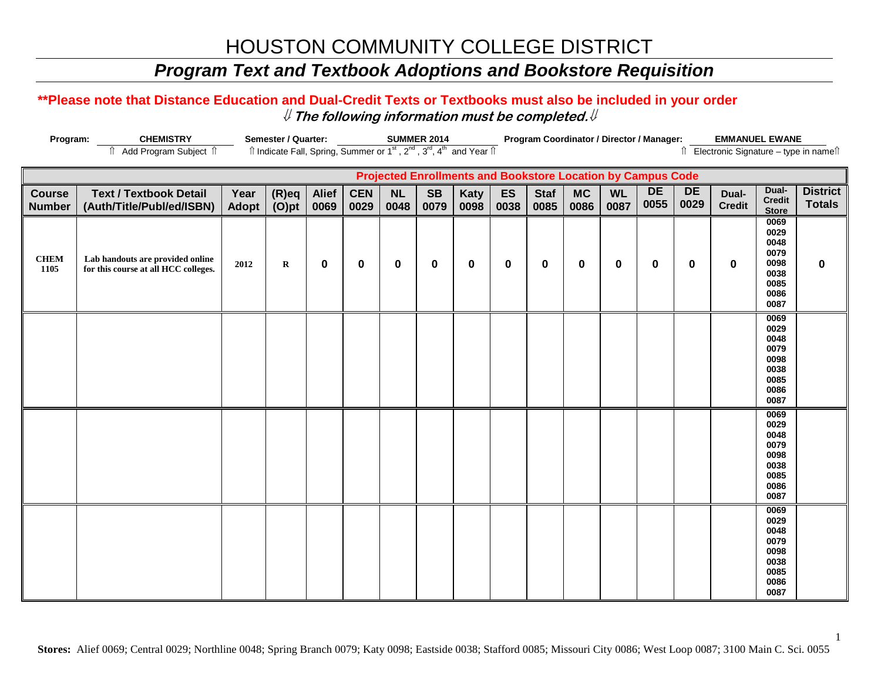# HOUSTON COMMUNITY COLLEGE DISTRICT

## *Program Text and Textbook Adoptions and Bookstore Requisition*

**\*\*Please note that Distance Education and Dual-Credit Texts or Textbooks must also be included in your order**

⇓ ***The following information must be completed.*** ⇓

**Program:** **CHEMISTRY** ⇑ Add Program Subject ⇑

**Semester / Quarter:** **SUMMER 2014** ⇑ Indicate Fall, Spring, Summer or 1st, 2nd, 3rd, 4th and Year ⇑

**Program Coordinator / Director / Manager:** **EMMANUEL EWANE** ⇑ Electronic Signature – type in name ⇑

| | | | | Projected Enrollments and Bookstore Location by Campus Code | | | | | | | | | | | | | |
|---|---|---|---|---|---|---|---|---|---|---|---|---|---|---|---|---|---|
| **Course Number** | **Text / Textbook Detail (Auth/Title/Publ/ed/ISBN)** | **Year Adopt** | **(R)eq (O)pt** | **Alief 0069** | **CEN 0029** | **NL 0048** | **SB 0079** | **Katy 0098** | **ES 0038** | **Staf 0085** | **MC 0086** | **WL 0087** | **DE 0055** | **DE 0029** | **Dual-Credit** | **Dual-Credit Store** | **District Totals** |
| **CHEM 1105** | **Lab handouts are provided online for this course at all HCC colleges.** | **2012** | **R** | **0** | **0** | **0** | **0** | **0** | **0** | **0** | **0** | **0** | **0** | **0** | **0** | 0069 0029 0048 0079 0098 0038 0085 0086 0087 | **0** |
| | | | | | | | | | | | | | | | | 0069 0029 0048 0079 0098 0038 0085 0086 0087 | |
| | | | | | | | | | | | | | | | | 0069 0029 0048 0079 0098 0038 0085 0086 0087 | |
| | | | | | | | | | | | | | | | | 0069 0029 0048 0079 0098 0038 0085 0086 0087 | |

**Stores:** Alief 0069; Central 0029; Northline 0048; Spring Branch 0079; Katy 0098; Eastside 0038; Stafford 0085; Missouri City 0086; West Loop 0087; 3100 Main C. Sci. 0055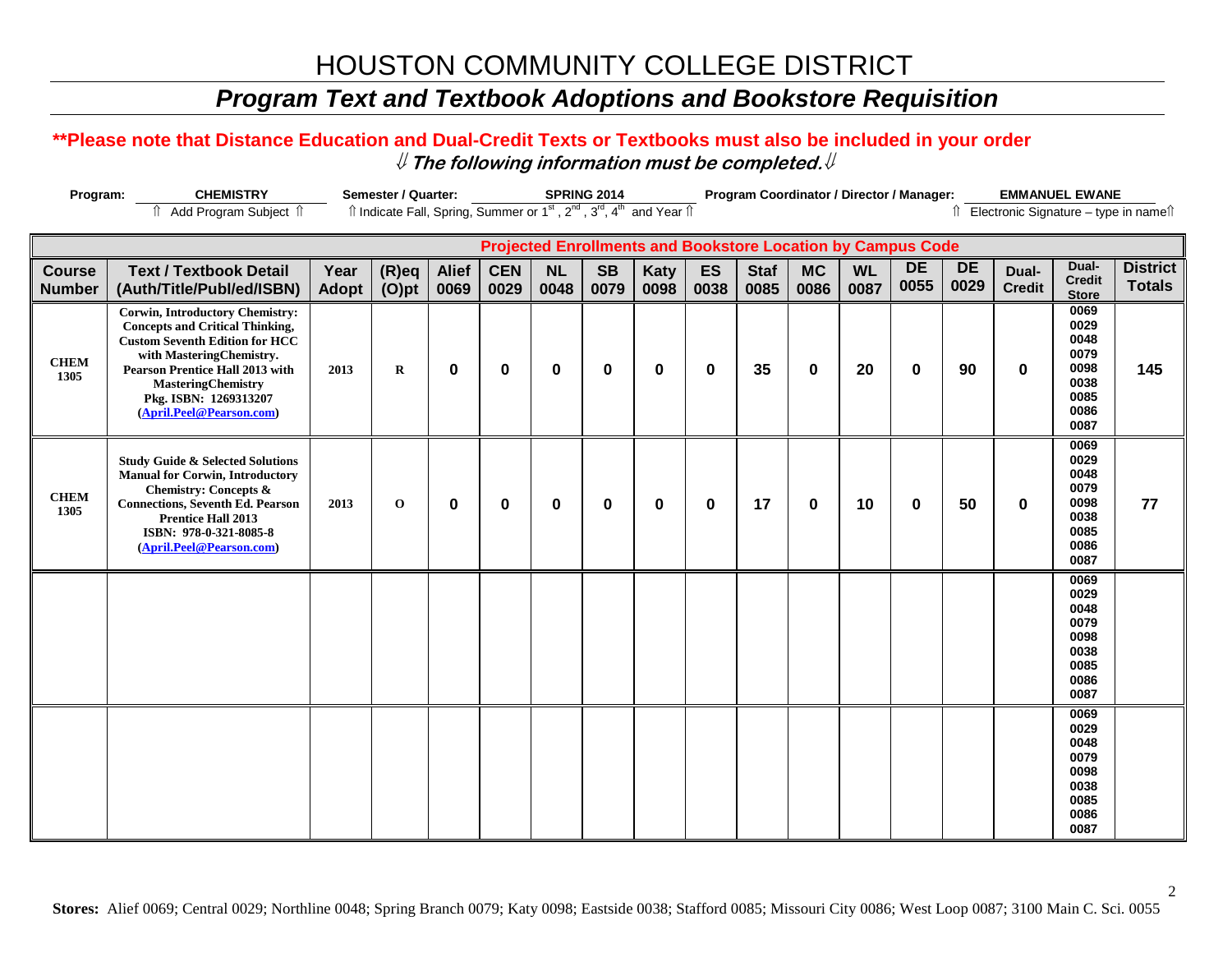# HOUSTON COMMUNITY COLLEGE DISTRICT

## *Program Text and Textbook Adoptions and Bookstore Requisition*

**\*\*Please note that Distance Education and Dual-Credit Texts or Textbooks must also be included in your order**

**⇓ *The following information must be completed.* ⇓**

**Program:** **CHEMISTRY** ⇑ Add Program Subject ⇑ **Semester / Quarter:** **SPRING 2014** ⇑ Indicate Fall, Spring, Summer or 1st, 2nd, 3rd, 4th and Year ⇑ **Program Coordinator / Director / Manager:** **EMMANUEL EWANE** ⇑ Electronic Signature – type in name⇑

| | | | | Projected Enrollments and Bookstore Location by Campus Code | | | | | | | | | | | | | |
|---|---|---|---|---|---|---|---|---|---|---|---|---|---|---|---|---|---|
| **Course Number** | **Text / Textbook Detail (Auth/Title/Publ/ed/ISBN)** | **Year Adopt** | **(R)eq (O)pt** | **Alief 0069** | **CEN 0029** | **NL 0048** | **SB 0079** | **Katy 0098** | **ES 0038** | **Staf 0085** | **MC 0086** | **WL 0087** | **DE 0055** | **DE 0029** | **Dual-Credit** | **Dual-Credit Store** | **District Totals** |
| **CHEM 1305** | **Corwin, Introductory Chemistry: Concepts and Critical Thinking, Custom Seventh Edition for HCC with MasteringChemistry. Pearson Prentice Hall 2013 with MasteringChemistry Pkg. ISBN: 1269313207 (April.Peel@Pearson.com)** | **2013** | **R** | **0** | **0** | **0** | **0** | **0** | **0** | **35** | **0** | **20** | **0** | **90** | **0** | **0069 0029 0048 0079 0098 0038 0085 0086 0087** | **145** |
| **CHEM 1305** | **Study Guide & Selected Solutions Manual for Corwin, Introductory Chemistry: Concepts & Connections, Seventh Ed. Pearson Prentice Hall 2013 ISBN: 978-0-321-8085-8 (April.Peel@Pearson.com)** | **2013** | **O** | **0** | **0** | **0** | **0** | **0** | **0** | **17** | **0** | **10** | **0** | **50** | **0** | **0069 0029 0048 0079 0098 0038 0085 0086 0087** | **77** |
| | | | | | | | | | | | | | | | | **0069 0029 0048 0079 0098 0038 0085 0086 0087** | |
| | | | | | | | | | | | | | | | | **0069 0029 0048 0079 0098 0038 0085 0086 0087** | |

**Stores:** Alief 0069; Central 0029; Northline 0048; Spring Branch 0079; Katy 0098; Eastside 0038; Stafford 0085; Missouri City 0086; West Loop 0087; 3100 Main C. Sci. 0055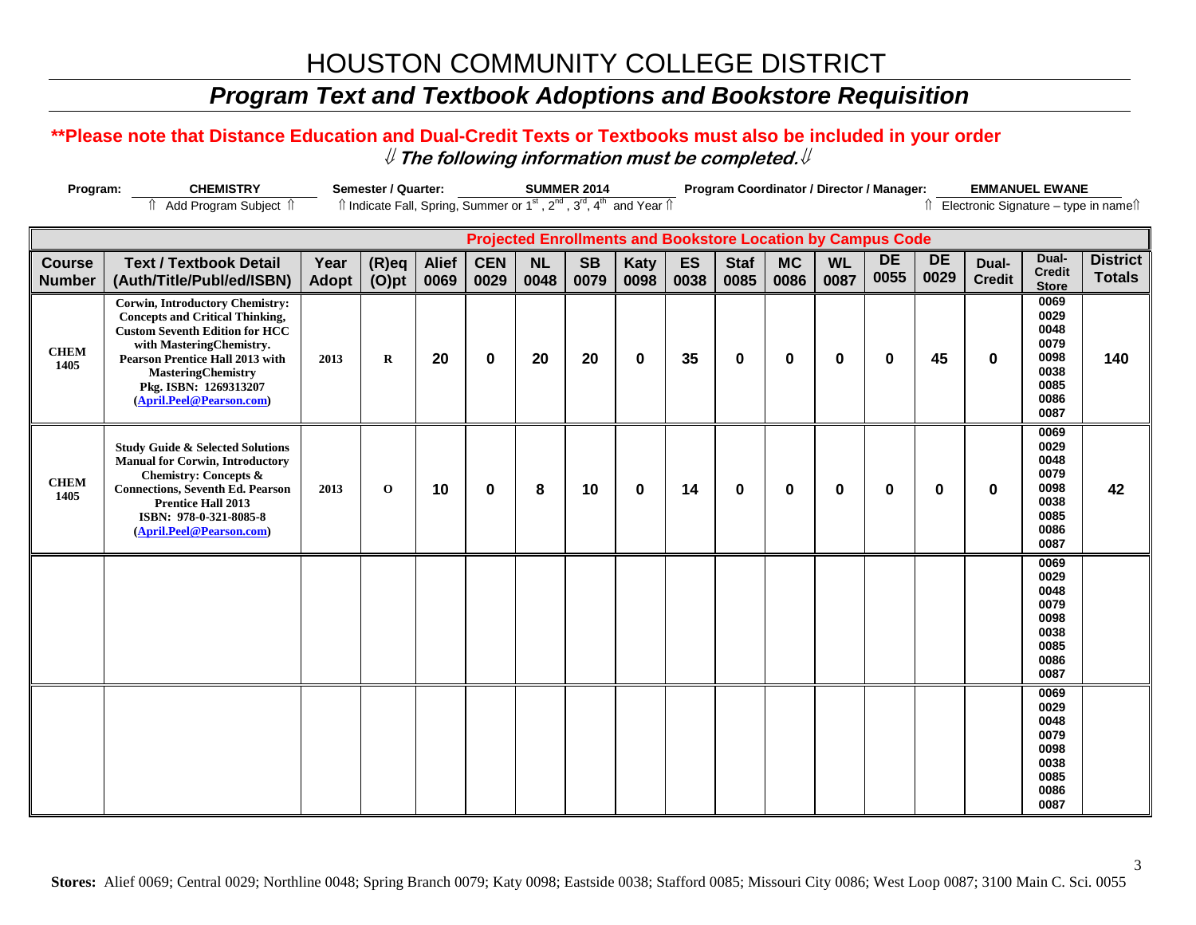# HOUSTON COMMUNITY COLLEGE DISTRICT

## *Program Text and Textbook Adoptions and Bookstore Requisition*

**\*\*Please note that Distance Education and Dual-Credit Texts or Textbooks must also be included in your order**

⇓ ***The following information must be completed.*** ⇓

**Program:** CHEMISTRY ⇑ Add Program Subject ⇑ **Semester / Quarter:** SUMMER 2014 ⇑ Indicate Fall, Spring, Summer or 1st , 2nd , 3rd, 4th and Year ⇑ **Program Coordinator / Director / Manager:** EMMANUEL EWANE ⇑ Electronic Signature – type in name⇑

| | | | | Projected Enrollments and Bookstore Location by Campus Code | | | | | | | | | | | | | |
|---|---|---|---|---|---|---|---|---|---|---|---|---|---|---|---|---|---|
| **Course Number** | **Text / Textbook Detail (Auth/Title/Publ/ed/ISBN)** | **Year Adopt** | **(R)eq (O)pt** | **Alief 0069** | **CEN 0029** | **NL 0048** | **SB 0079** | **Katy 0098** | **ES 0038** | **Staf 0085** | **MC 0086** | **WL 0087** | **DE 0055** | **DE 0029** | **Dual-Credit** | **Dual-Credit Store** | **District Totals** |
| CHEM 1405 | Corwin, Introductory Chemistry: Concepts and Critical Thinking, Custom Seventh Edition for HCC with MasteringChemistry. Pearson Prentice Hall 2013 with MasteringChemistry Pkg. ISBN: 1269313207 (April.Peel@Pearson.com) | 2013 | R | 20 | 0 | 20 | 20 | 0 | 35 | 0 | 0 | 0 | 0 | 45 | 0 | 0069 0029 0048 0079 0098 0038 0085 0086 0087 | 140 |
| CHEM 1405 | Study Guide & Selected Solutions Manual for Corwin, Introductory Chemistry: Concepts & Connections, Seventh Ed. Pearson Prentice Hall 2013 ISBN: 978-0-321-8085-8 (April.Peel@Pearson.com) | 2013 | O | 10 | 0 | 8 | 10 | 0 | 14 | 0 | 0 | 0 | 0 | 0 | 0 | 0069 0029 0048 0079 0098 0038 0085 0086 0087 | 42 |
| | | | | | | | | | | | | | | | | 0069 0029 0048 0079 0098 0038 0085 0086 0087 | |
| | | | | | | | | | | | | | | | | 0069 0029 0048 0079 0098 0038 0085 0086 0087 | |

**Stores:** Alief 0069; Central 0029; Northline 0048; Spring Branch 0079; Katy 0098; Eastside 0038; Stafford 0085; Missouri City 0086; West Loop 0087; 3100 Main C. Sci. 0055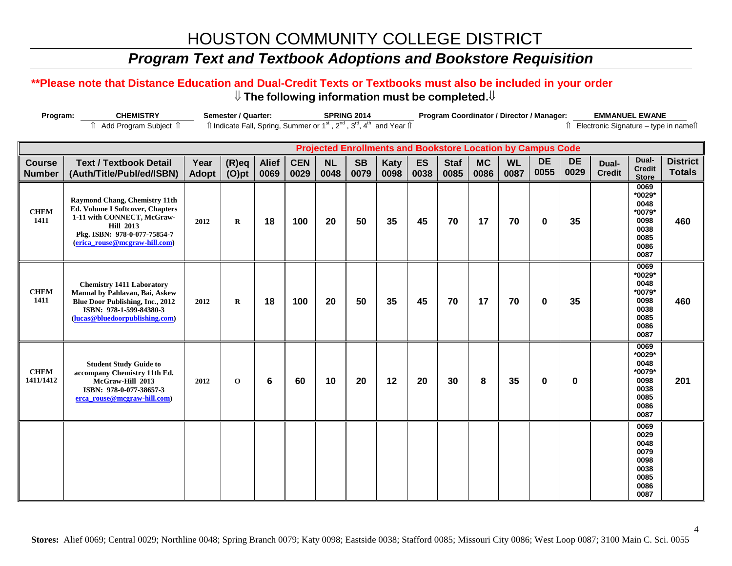# HOUSTON COMMUNITY COLLEGE DISTRICT

## *Program Text and Textbook Adoptions and Bookstore Requisition*

**\*\*Please note that Distance Education and Dual-Credit Texts or Textbooks must also be included in your order**

**⇓ The following information must be completed.⇓**

**Program:** CHEMISTRY (⇑ Add Program Subject ⇑) **Semester / Quarter:** SPRING 2014 (⇑ Indicate Fall, Spring, Summer or 1st, 2nd, 3rd, 4th and Year ⇑) **Program Coordinator / Director / Manager:** EMMANUEL EWANE (⇑ Electronic Signature – type in name⇑)

| | | | | Projected Enrollments and Bookstore Location by Campus Code | | | | | | | | | | | | | |
|---|---|---|---|---|---|---|---|---|---|---|---|---|---|---|---|---|---|
| **Course Number** | **Text / Textbook Detail (Auth/Title/Publ/ed/ISBN)** | **Year Adopt** | **(R)eq (O)pt** | **Alief 0069** | **CEN 0029** | **NL 0048** | **SB 0079** | **Katy 0098** | **ES 0038** | **Staf 0085** | **MC 0086** | **WL 0087** | **DE 0055** | **DE 0029** | **Dual-Credit** | **Dual-Credit Store** | **District Totals** |
| **CHEM 1411** | **Raymond Chang, Chemistry 11th Ed. Volume I Softcover, Chapters 1-11 with CONNECT, McGraw-Hill 2013 Pkg. ISBN: 978-0-077-75854-7 (erica_rouse@mcgraw-hill.com)** | 2012 | R | 18 | 100 | 20 | 50 | 35 | 45 | 70 | 17 | 70 | 0 | 35 | | 0069 \*0029\* 0048 \*0079\* 0098 0038 0085 0086 0087 | 460 |
| **CHEM 1411** | **Chemistry 1411 Laboratory Manual by Pahlavan, Bai, Askew Blue Door Publishing, Inc., 2012 ISBN: 978-1-599-84380-3 (lucas@bluedoorpublishing.com)** | 2012 | R | 18 | 100 | 20 | 50 | 35 | 45 | 70 | 17 | 70 | 0 | 35 | | 0069 \*0029\* 0048 \*0079\* 0098 0038 0085 0086 0087 | 460 |
| **CHEM 1411/1412** | **Student Study Guide to accompany Chemistry 11th Ed. McGraw-Hill 2013 ISBN: 978-0-077-38657-3 erca_rouse@mcgraw-hill.com)** | 2012 | O | 6 | 60 | 10 | 20 | 12 | 20 | 30 | 8 | 35 | 0 | 0 | | 0069 \*0029\* 0048 \*0079\* 0098 0038 0085 0086 0087 | 201 |
| | | | | | | | | | | | | | | | | 0069 0029 0048 0079 0098 0038 0085 0086 0087 | |

**Stores:** Alief 0069; Central 0029; Northline 0048; Spring Branch 0079; Katy 0098; Eastside 0038; Stafford 0085; Missouri City 0086; West Loop 0087; 3100 Main C. Sci. 0055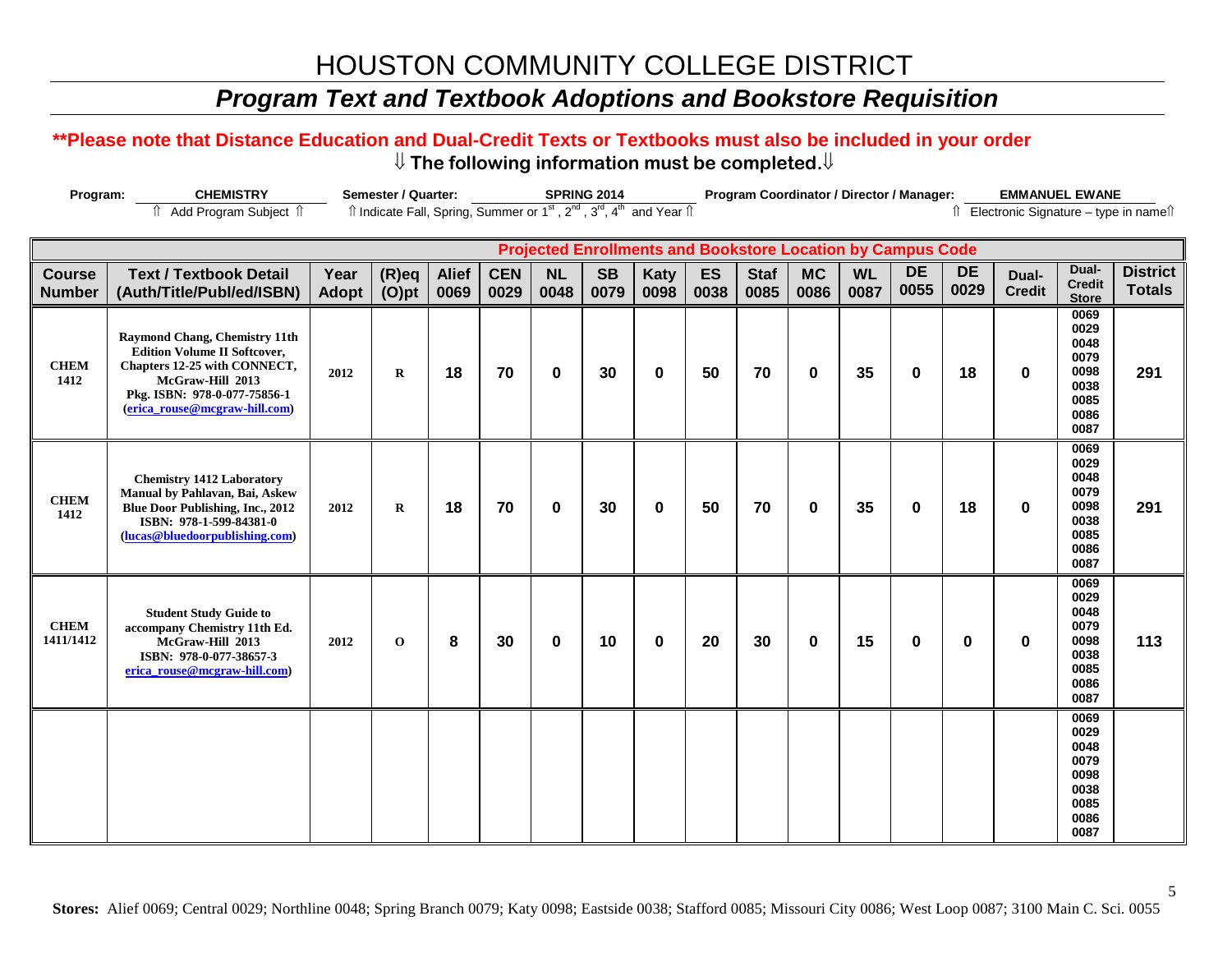# HOUSTON COMMUNITY COLLEGE DISTRICT

## *Program Text and Textbook Adoptions and Bookstore Requisition*

**\*\*Please note that Distance Education and Dual-Credit Texts or Textbooks must also be included in your order**

**⇓ The following information must be completed.⇓**

**Program:** CHEMISTRY
⇑ Add Program Subject ⇑

**Semester / Quarter:** SPRING 2014
⇑ Indicate Fall, Spring, Summer or 1st, 2nd, 3rd, 4th and Year ⇑

**Program Coordinator / Director / Manager:** EMMANUEL EWANE
⇑ Electronic Signature – type in name⇑

| | | | | Projected Enrollments and Bookstore Location by Campus Code | | | | | | | | | | | | | |
|---|---|---|---|---|---|---|---|---|---|---|---|---|---|---|---|---|---|
| **Course Number** | **Text / Textbook Detail (Auth/Title/Publ/ed/ISBN)** | **Year Adopt** | **(R)eq (O)pt** | **Alief 0069** | **CEN 0029** | **NL 0048** | **SB 0079** | **Katy 0098** | **ES 0038** | **Staf 0085** | **MC 0086** | **WL 0087** | **DE 0055** | **DE 0029** | **Dual-Credit** | **Dual-Credit Store** | **District Totals** |
| CHEM 1412 | Raymond Chang, Chemistry 11th Edition Volume II Softcover, Chapters 12-25 with CONNECT, McGraw-Hill 2013 Pkg. ISBN: 978-0-077-75856-1 (erica_rouse@mcgraw-hill.com) | 2012 | R | 18 | 70 | 0 | 30 | 0 | 50 | 70 | 0 | 35 | 0 | 18 | 0 | 0069 0029 0048 0079 0098 0038 0085 0086 0087 | 291 |
| CHEM 1412 | Chemistry 1412 Laboratory Manual by Pahlavan, Bai, Askew Blue Door Publishing, Inc., 2012 ISBN: 978-1-599-84381-0 (lucas@bluedoorpublishing.com) | 2012 | R | 18 | 70 | 0 | 30 | 0 | 50 | 70 | 0 | 35 | 0 | 18 | 0 | 0069 0029 0048 0079 0098 0038 0085 0086 0087 | 291 |
| CHEM 1411/1412 | Student Study Guide to accompany Chemistry 11th Ed. McGraw-Hill 2013 ISBN: 978-0-077-38657-3 erica_rouse@mcgraw-hill.com) | 2012 | O | 8 | 30 | 0 | 10 | 0 | 20 | 30 | 0 | 15 | 0 | 0 | 0 | 0069 0029 0048 0079 0098 0038 0085 0086 0087 | 113 |
| | | | | | | | | | | | | | | | | 0069 0029 0048 0079 0098 0038 0085 0086 0087 | |

**Stores:** Alief 0069; Central 0029; Northline 0048; Spring Branch 0079; Katy 0098; Eastside 0038; Stafford 0085; Missouri City 0086; West Loop 0087; 3100 Main C. Sci. 0055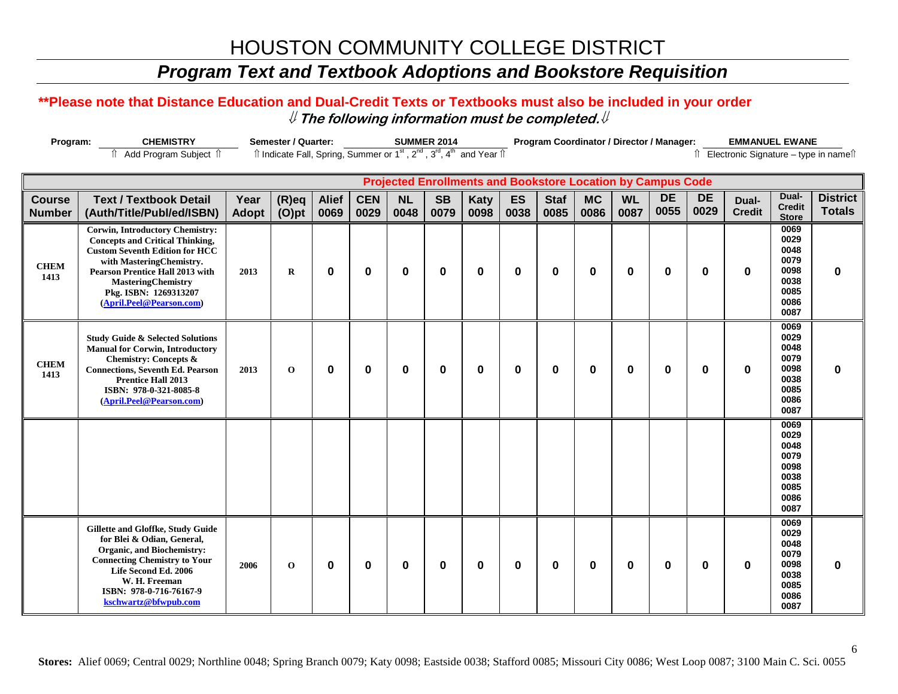# HOUSTON COMMUNITY COLLEGE DISTRICT

## *Program Text and Textbook Adoptions and Bookstore Requisition*

**\*\*Please note that Distance Education and Dual-Credit Texts or Textbooks must also be included in your order**

***⇓ The following information must be completed.⇓***

**Program:** CHEMISTRY **Semester / Quarter:** SUMMER 2014 **Program Coordinator / Director / Manager:** EMMANUEL EWANE

⇑ Add Program Subject ⇑ ⇑ Indicate Fall, Spring, Summer or 1st, 2nd, 3rd, 4th and Year ⇑ ⇑ Electronic Signature – type in name⇑

| | | | | Projected Enrollments and Bookstore Location by Campus Code | | | | | | | | | | | | |
|---|---|---|---|---|---|---|---|---|---|---|---|---|---|---|---|---|
| **Course Number** | **Text / Textbook Detail (Auth/Title/Publ/ed/ISBN)** | **Year Adopt** | **(R)eq (O)pt** | **Alief 0069** | **CEN 0029** | **NL 0048** | **SB 0079** | **Katy 0098** | **ES 0038** | **Staf 0085** | **MC 0086** | **WL 0087** | **DE 0055** | **DE 0029** | **Dual-Credit** | **Dual-Credit Store** | **District Totals** |
| CHEM 1413 | Corwin, Introductory Chemistry: Concepts and Critical Thinking, Custom Seventh Edition for HCC with MasteringChemistry. Pearson Prentice Hall 2013 with MasteringChemistry Pkg. ISBN: 1269313207 (April.Peel@Pearson.com) | 2013 | R | 0 | 0 | 0 | 0 | 0 | 0 | 0 | 0 | 0 | 0 | 0 | 0 | 0069 0029 0048 0079 0098 0038 0085 0086 0087 | 0 |
| CHEM 1413 | Study Guide & Selected Solutions Manual for Corwin, Introductory Chemistry: Concepts & Connections, Seventh Ed. Pearson Prentice Hall 2013 ISBN: 978-0-321-8085-8 (April.Peel@Pearson.com) | 2013 | O | 0 | 0 | 0 | 0 | 0 | 0 | 0 | 0 | 0 | 0 | 0 | 0 | 0069 0029 0048 0079 0098 0038 0085 0086 0087 | 0 |
| | | | | | | | | | | | | | | | | 0069 0029 0048 0079 0098 0038 0085 0086 0087 | |
| | Gillette and Gloffke, Study Guide for Blei & Odian, General, Organic, and Biochemistry: Connecting Chemistry to Your Life Second Ed. 2006 W. H. Freeman ISBN: 978-0-716-76167-9 kschwartz@bfwpub.com | 2006 | O | 0 | 0 | 0 | 0 | 0 | 0 | 0 | 0 | 0 | 0 | 0 | 0 | 0069 0029 0048 0079 0098 0038 0085 0086 0087 | 0 |

**Stores:** Alief 0069; Central 0029; Northline 0048; Spring Branch 0079; Katy 0098; Eastside 0038; Stafford 0085; Missouri City 0086; West Loop 0087; 3100 Main C. Sci. 0055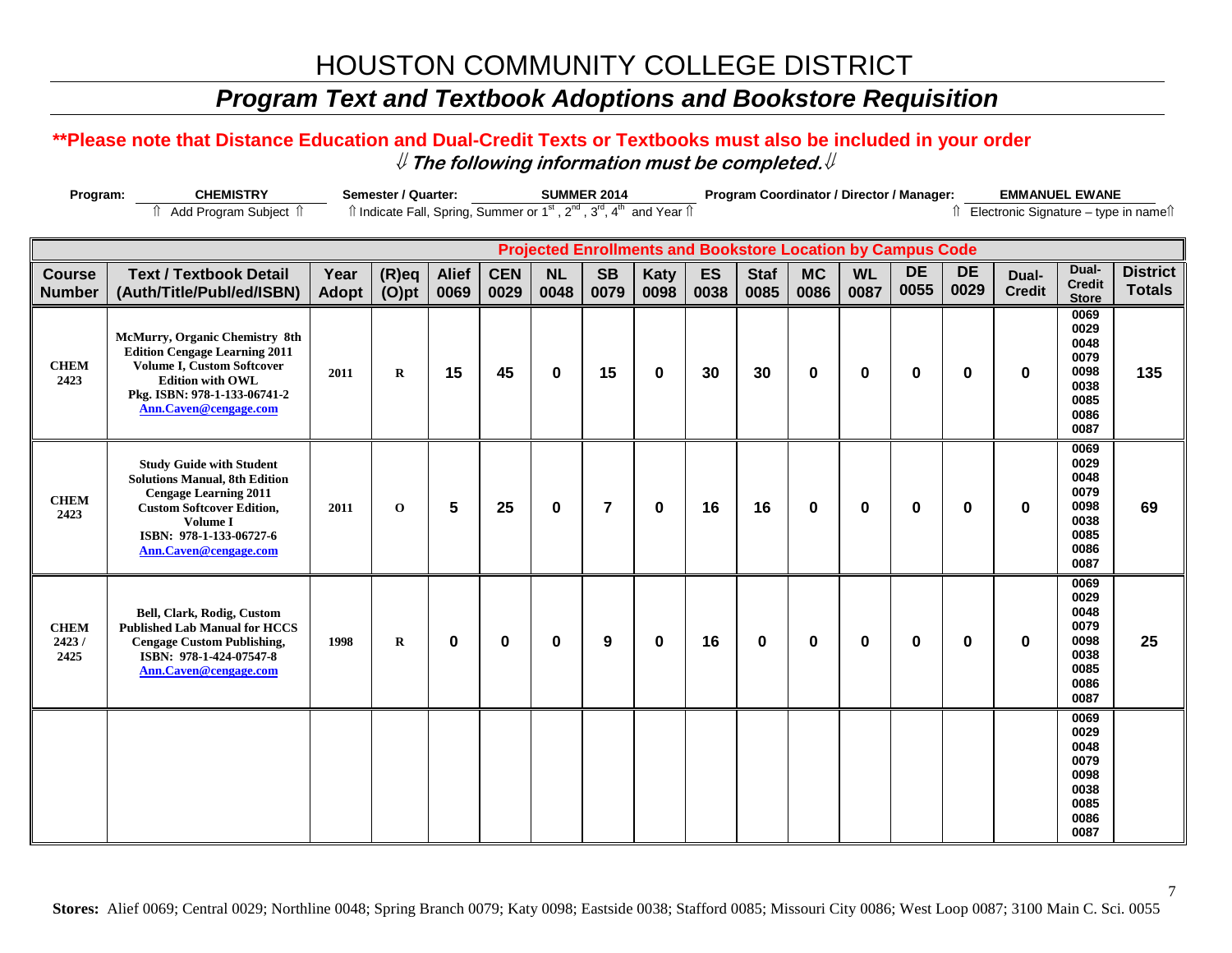# HOUSTON COMMUNITY COLLEGE DISTRICT

## *Program Text and Textbook Adoptions and Bookstore Requisition*

**\*\*Please note that Distance Education and Dual-Credit Texts or Textbooks must also be included in your order**

***⇓ The following information must be completed.⇓***

**Program:** CHEMISTRY
⇑ Add Program Subject ⇑

**Semester / Quarter:** SUMMER 2014
⇑ Indicate Fall, Spring, Summer or 1st, 2nd, 3rd, 4th and Year ⇑

**Program Coordinator / Director / Manager:** EMMANUEL EWANE
⇑ Electronic Signature – type in name⇑

**Projected Enrollments and Bookstore Location by Campus Code**

| Course Number | Text / Textbook Detail (Auth/Title/Publ/ed/ISBN) | Year Adopt | (R)eq (O)pt | Alief 0069 | CEN 0029 | NL 0048 | SB 0079 | Katy 0098 | ES 0038 | Staf 0085 | MC 0086 | WL 0087 | DE 0055 | DE 0029 | Dual-Credit | Dual-Credit Store | District Totals |
|---|---|---|---|---|---|---|---|---|---|---|---|---|---|---|---|---|---|
| CHEM 2423 | McMurry, Organic Chemistry 8th Edition Cengage Learning 2011 Volume I, Custom Softcover Edition with OWL Pkg. ISBN: 978-1-133-06741-2 Ann.Caven@cengage.com | 2011 | R | 15 | 45 | 0 | 15 | 0 | 30 | 30 | 0 | 0 | 0 | 0 | 0 | 0069 0029 0048 0079 0098 0038 0085 0086 0087 | 135 |
| CHEM 2423 | Study Guide with Student Solutions Manual, 8th Edition Cengage Learning 2011 Custom Softcover Edition, Volume I ISBN: 978-1-133-06727-6 Ann.Caven@cengage.com | 2011 | O | 5 | 25 | 0 | 7 | 0 | 16 | 16 | 0 | 0 | 0 | 0 | 0 | 0069 0029 0048 0079 0098 0038 0085 0086 0087 | 69 |
| CHEM 2423 / 2425 | Bell, Clark, Rodig, Custom Published Lab Manual for HCCS Cengage Custom Publishing, ISBN: 978-1-424-07547-8 Ann.Caven@cengage.com | 1998 | R | 0 | 0 | 0 | 9 | 0 | 16 | 0 | 0 | 0 | 0 | 0 | 0 | 0069 0029 0048 0079 0098 0038 0085 0086 0087 | 25 |
| | | | | | | | | | | | | | | | | 0069 0029 0048 0079 0098 0038 0085 0086 0087 | |

**Stores:** Alief 0069; Central 0029; Northline 0048; Spring Branch 0079; Katy 0098; Eastside 0038; Stafford 0085; Missouri City 0086; West Loop 0087; 3100 Main C. Sci. 0055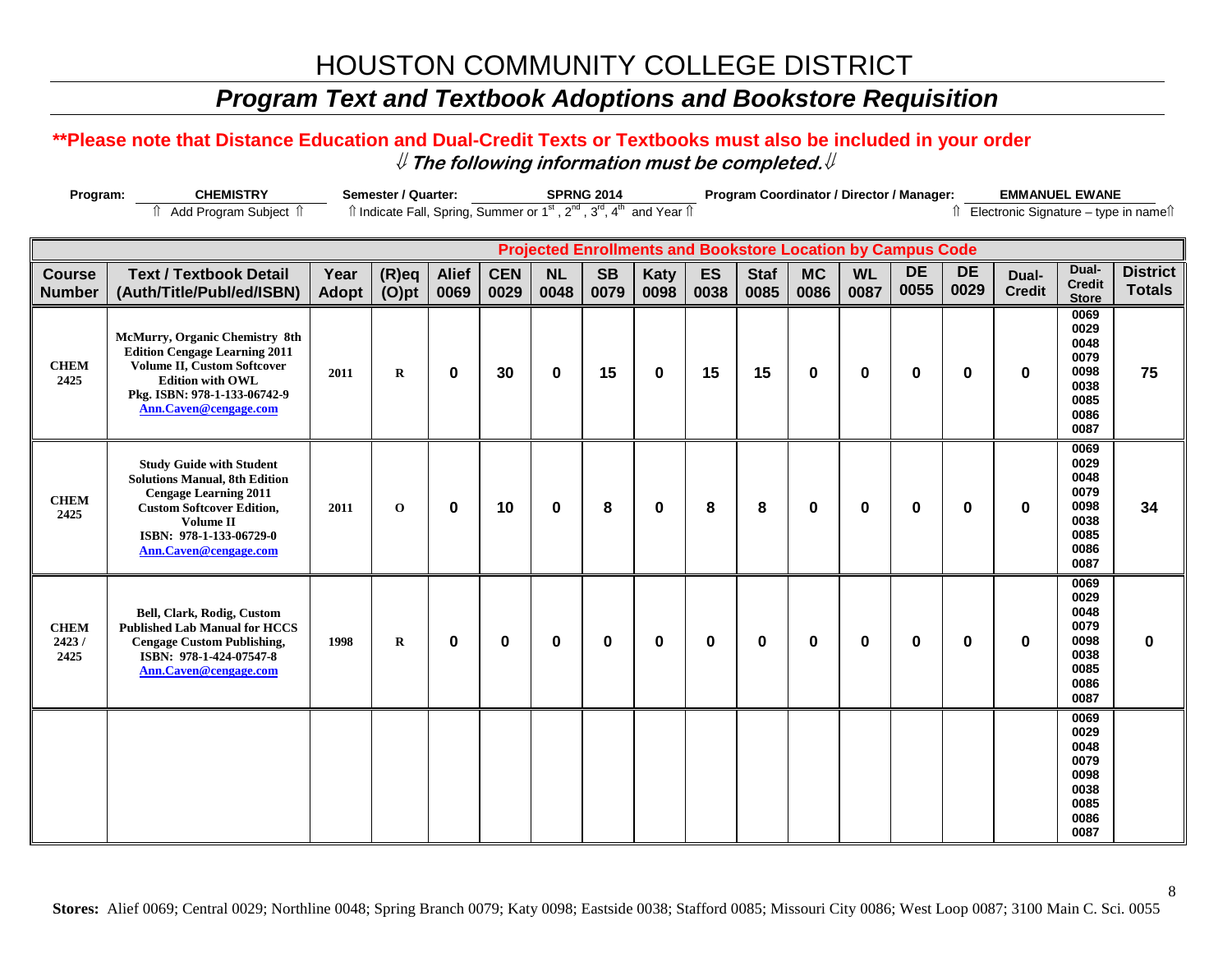# HOUSTON COMMUNITY COLLEGE DISTRICT

## *Program Text and Textbook Adoptions and Bookstore Requisition*

**\*\*Please note that Distance Education and Dual-Credit Texts or Textbooks must also be included in your order**

***⇓ The following information must be completed.⇓***

**Program:** CHEMISTRY — ⇑ Add Program Subject ⇑

**Semester / Quarter:** SPRNG 2014 — ⇑ Indicate Fall, Spring, Summer or 1st, 2nd, 3rd, 4th and Year ⇑

**Program Coordinator / Director / Manager:** EMMANUEL EWANE — ⇑ Electronic Signature – type in name⇑

| | | | | Projected Enrollments and Bookstore Location by Campus Code | | | | | | | | | | | | | |
|---|---|---|---|---|---|---|---|---|---|---|---|---|---|---|---|---|---|
| **Course Number** | **Text / Textbook Detail (Auth/Title/Publ/ed/ISBN)** | **Year Adopt** | **(R)eq (O)pt** | **Alief 0069** | **CEN 0029** | **NL 0048** | **SB 0079** | **Katy 0098** | **ES 0038** | **Staf 0085** | **MC 0086** | **WL 0087** | **DE 0055** | **DE 0029** | **Dual-Credit** | **Dual-Credit Store** | **District Totals** |
| CHEM 2425 | McMurry, Organic Chemistry 8th Edition Cengage Learning 2011 Volume II, Custom Softcover Edition with OWL Pkg. ISBN: 978-1-133-06742-9 Ann.Caven@cengage.com | 2011 | R | 0 | 30 | 0 | 15 | 0 | 15 | 15 | 0 | 0 | 0 | 0 | 0 | 0069 0029 0048 0079 0098 0038 0085 0086 0087 | 75 |
| CHEM 2425 | Study Guide with Student Solutions Manual, 8th Edition Cengage Learning 2011 Custom Softcover Edition, Volume II ISBN: 978-1-133-06729-0 Ann.Caven@cengage.com | 2011 | O | 0 | 10 | 0 | 8 | 0 | 8 | 8 | 0 | 0 | 0 | 0 | 0 | 0069 0029 0048 0079 0098 0038 0085 0086 0087 | 34 |
| CHEM 2423 / 2425 | Bell, Clark, Rodig, Custom Published Lab Manual for HCCS Cengage Custom Publishing, ISBN: 978-1-424-07547-8 Ann.Caven@cengage.com | 1998 | R | 0 | 0 | 0 | 0 | 0 | 0 | 0 | 0 | 0 | 0 | 0 | 0 | 0069 0029 0048 0079 0098 0038 0085 0086 0087 | 0 |
| | | | | | | | | | | | | | | | | 0069 0029 0048 0079 0098 0038 0085 0086 0087 | |

**Stores:** Alief 0069; Central 0029; Northline 0048; Spring Branch 0079; Katy 0098; Eastside 0038; Stafford 0085; Missouri City 0086; West Loop 0087; 3100 Main C. Sci. 0055